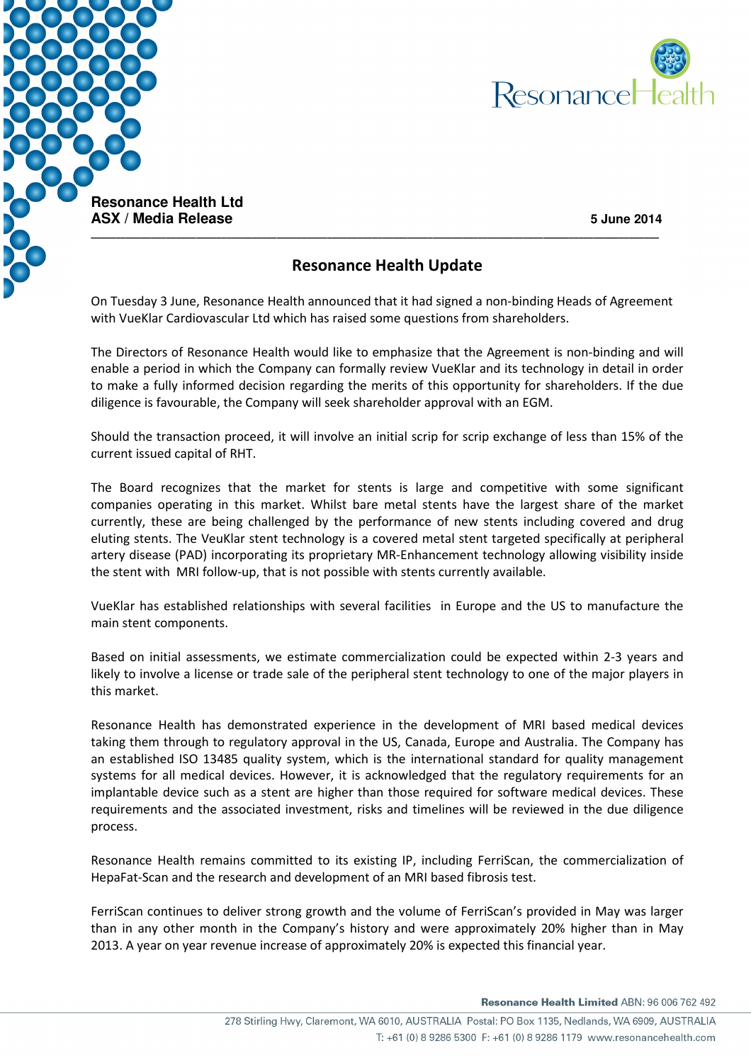**Resonance Health Ltd**
**ASX / Media Release**

**5 June 2014**

---

## Resonance Health Update

On Tuesday 3 June, Resonance Health announced that it had signed a non-binding Heads of Agreement with VueKlar Cardiovascular Ltd which has raised some questions from shareholders.

The Directors of Resonance Health would like to emphasize that the Agreement is non-binding and will enable a period in which the Company can formally review VueKlar and its technology in detail in order to make a fully informed decision regarding the merits of this opportunity for shareholders. If the due diligence is favourable, the Company will seek shareholder approval with an EGM.

Should the transaction proceed, it will involve an initial scrip for scrip exchange of less than 15% of the current issued capital of RHT.

The Board recognizes that the market for stents is large and competitive with some significant companies operating in this market. Whilst bare metal stents have the largest share of the market currently, these are being challenged by the performance of new stents including covered and drug eluting stents. The VeuKlar stent technology is a covered metal stent targeted specifically at peripheral artery disease (PAD) incorporating its proprietary MR-Enhancement technology allowing visibility inside the stent with MRI follow-up, that is not possible with stents currently available.

VueKlar has established relationships with several facilities in Europe and the US to manufacture the main stent components.

Based on initial assessments, we estimate commercialization could be expected within 2-3 years and likely to involve a license or trade sale of the peripheral stent technology to one of the major players in this market.

Resonance Health has demonstrated experience in the development of MRI based medical devices taking them through to regulatory approval in the US, Canada, Europe and Australia. The Company has an established ISO 13485 quality system, which is the international standard for quality management systems for all medical devices. However, it is acknowledged that the regulatory requirements for an implantable device such as a stent are higher than those required for software medical devices. These requirements and the associated investment, risks and timelines will be reviewed in the due diligence process.

Resonance Health remains committed to its existing IP, including FerriScan, the commercialization of HepaFat-Scan and the research and development of an MRI based fibrosis test.

FerriScan continues to deliver strong growth and the volume of FerriScan's provided in May was larger than in any other month in the Company's history and were approximately 20% higher than in May 2013. A year on year revenue increase of approximately 20% is expected this financial year.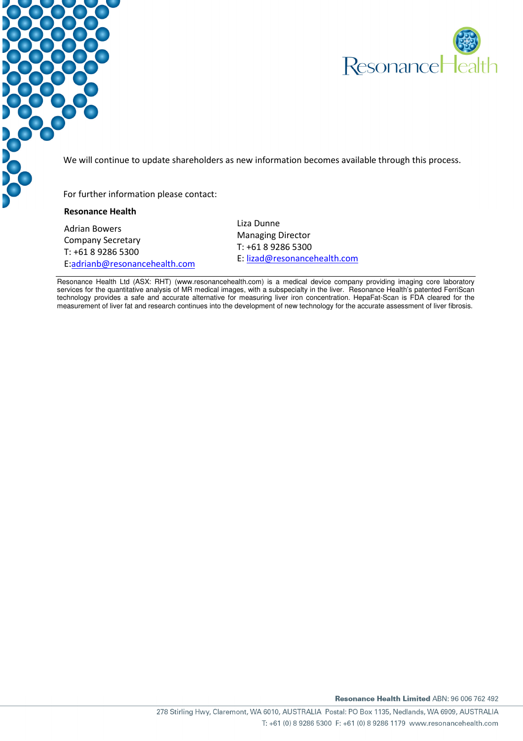We will continue to update shareholders as new information becomes available through this process.

For further information please contact:

**Resonance Health**

Adrian Bowers
Company Secretary
T: +61 8 9286 5300
E:adrianb@resonancehealth.com

Liza Dunne
Managing Director
T: +61 8 9286 5300
E: lizad@resonancehealth.com

---

Resonance Health Ltd (ASX: RHT) (www.resonancehealth.com) is a medical device company providing imaging core laboratory services for the quantitative analysis of MR medical images, with a subspecialty in the liver. Resonance Health's patented FerriScan technology provides a safe and accurate alternative for measuring liver iron concentration. HepaFat-Scan is FDA cleared for the measurement of liver fat and research continues into the development of new technology for the accurate assessment of liver fibrosis.